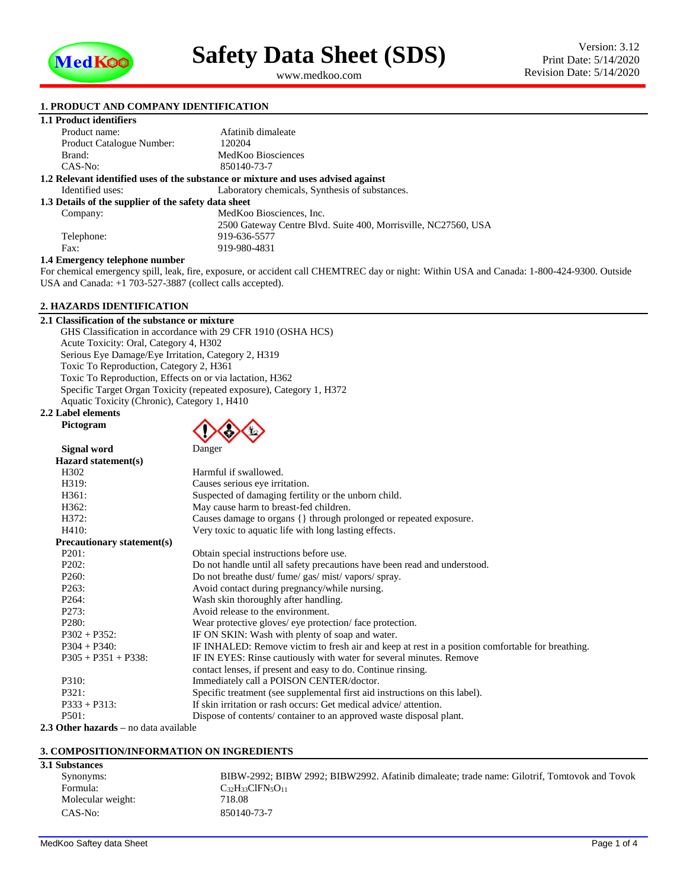# Safety Data Sheet (SDS)

www.medkoo.com

Version: 3.12
Print Date: 5/14/2020
Revision Date: 5/14/2020

## 1. PRODUCT AND COMPANY IDENTIFICATION

### 1.1 Product identifiers

| | |
|---|---|
| Product name: | Afatinib dimaleate |
| Product Catalogue Number: | 120204 |
| Brand: | MedKoo Biosciences |
| CAS-No: | 850140-73-7 |

### 1.2 Relevant identified uses of the substance or mixture and uses advised against

| | |
|---|---|
| Identified uses: | Laboratory chemicals, Synthesis of substances. |

### 1.3 Details of the supplier of the safety data sheet

| | |
|---|---|
| Company: | MedKoo Biosciences, Inc. 2500 Gateway Centre Blvd. Suite 400, Morrisville, NC27560, USA |
| Telephone: | 919-636-5577 |
| Fax: | 919-980-4831 |

### 1.4 Emergency telephone number

For chemical emergency spill, leak, fire, exposure, or accident call CHEMTREC day or night: Within USA and Canada: 1-800-424-9300. Outside USA and Canada: +1 703-527-3887 (collect calls accepted).

## 2. HAZARDS IDENTIFICATION

### 2.1 Classification of the substance or mixture

GHS Classification in accordance with 29 CFR 1910 (OSHA HCS)
Acute Toxicity: Oral, Category 4, H302
Serious Eye Damage/Eye Irritation, Category 2, H319
Toxic To Reproduction, Category 2, H361
Toxic To Reproduction, Effects on or via lactation, H362
Specific Target Organ Toxicity (repeated exposure), Category 1, H372
Aquatic Toxicity (Chronic), Category 1, H410

### 2.2 Label elements

**Pictogram**

**Signal word** Danger

**Hazard statement(s)**

| | |
|---|---|
| H302 | Harmful if swallowed. |
| H319: | Causes serious eye irritation. |
| H361: | Suspected of damaging fertility or the unborn child. |
| H362: | May cause harm to breast-fed children. |
| H372: | Causes damage to organs {} through prolonged or repeated exposure. |
| H410: | Very toxic to aquatic life with long lasting effects. |

**Precautionary statement(s)**

| | |
|---|---|
| P201: | Obtain special instructions before use. |
| P202: | Do not handle until all safety precautions have been read and understood. |
| P260: | Do not breathe dust/ fume/ gas/ mist/ vapors/ spray. |
| P263: | Avoid contact during pregnancy/while nursing. |
| P264: | Wash skin thoroughly after handling. |
| P273: | Avoid release to the environment. |
| P280: | Wear protective gloves/ eye protection/ face protection. |
| P302 + P352: | IF ON SKIN: Wash with plenty of soap and water. |
| P304 + P340: | IF INHALED: Remove victim to fresh air and keep at rest in a position comfortable for breathing. |
| P305 + P351 + P338: | IF IN EYES: Rinse cautiously with water for several minutes. Remove contact lenses, if present and easy to do. Continue rinsing. |
| P310: | Immediately call a POISON CENTER/doctor. |
| P321: | Specific treatment (see supplemental first aid instructions on this label). |
| P333 + P313: | If skin irritation or rash occurs: Get medical advice/ attention. |
| P501: | Dispose of contents/ container to an approved waste disposal plant. |

**2.3 Other hazards** – no data available

## 3. COMPOSITION/INFORMATION ON INGREDIENTS

### 3.1 Substances

| | |
|---|---|
| Synonyms: | BIBW-2992; BIBW 2992; BIBW2992. Afatinib dimaleate; trade name: Gilotrif, Tomtovok and Tovok |
| Formula: | $C_{32}H_{33}ClFN_5O_{11}$ |
| Molecular weight: | 718.08 |
| CAS-No: | 850140-73-7 |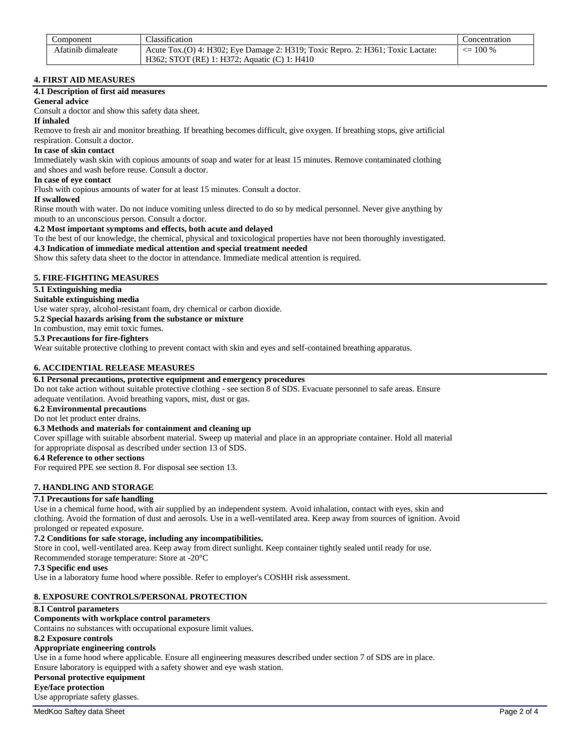| Component | Classification | Concentration |
|---|---|---|
| Afatinib dimaleate | Acute Tox.(O) 4: H302; Eye Damage 2: H319; Toxic Repro. 2: H361; Toxic Lactate: H362; STOT (RE) 1: H372; Aquatic (C) 1: H410 | <= 100 % |

## 4. FIRST AID MEASURES

### 4.1 Description of first aid measures

**General advice**

Consult a doctor and show this safety data sheet.

**If inhaled**

Remove to fresh air and monitor breathing. If breathing becomes difficult, give oxygen. If breathing stops, give artificial respiration. Consult a doctor.

**In case of skin contact**

Immediately wash skin with copious amounts of soap and water for at least 15 minutes. Remove contaminated clothing and shoes and wash before reuse. Consult a doctor.

**In case of eye contact**

Flush with copious amounts of water for at least 15 minutes. Consult a doctor.

**If swallowed**

Rinse mouth with water. Do not induce vomiting unless directed to do so by medical personnel. Never give anything by mouth to an unconscious person. Consult a doctor.

### 4.2 Most important symptoms and effects, both acute and delayed

To the best of our knowledge, the chemical, physical and toxicological properties have not been thoroughly investigated.

### 4.3 Indication of immediate medical attention and special treatment needed

Show this safety data sheet to the doctor in attendance. Immediate medical attention is required.

## 5. FIRE-FIGHTING MEASURES

### 5.1 Extinguishing media

**Suitable extinguishing media**

Use water spray, alcohol-resistant foam, dry chemical or carbon dioxide.

### 5.2 Special hazards arising from the substance or mixture

In combustion, may emit toxic fumes.

### 5.3 Precautions for fire-fighters

Wear suitable protective clothing to prevent contact with skin and eyes and self-contained breathing apparatus.

## 6. ACCIDENTIAL RELEASE MEASURES

### 6.1 Personal precautions, protective equipment and emergency procedures

Do not take action without suitable protective clothing - see section 8 of SDS. Evacuate personnel to safe areas. Ensure adequate ventilation. Avoid breathing vapors, mist, dust or gas.

### 6.2 Environmental precautions

Do not let product enter drains.

### 6.3 Methods and materials for containment and cleaning up

Cover spillage with suitable absorbent material. Sweep up material and place in an appropriate container. Hold all material for appropriate disposal as described under section 13 of SDS.

### 6.4 Reference to other sections

For required PPE see section 8. For disposal see section 13.

## 7. HANDLING AND STORAGE

### 7.1 Precautions for safe handling

Use in a chemical fume hood, with air supplied by an independent system. Avoid inhalation, contact with eyes, skin and clothing. Avoid the formation of dust and aerosols. Use in a well-ventilated area. Keep away from sources of ignition. Avoid prolonged or repeated exposure.

### 7.2 Conditions for safe storage, including any incompatibilities.

Store in cool, well-ventilated area. Keep away from direct sunlight. Keep container tightly sealed until ready for use.
Recommended storage temperature: Store at -20°C

### 7.3 Specific end uses

Use in a laboratory fume hood where possible. Refer to employer's COSHH risk assessment.

## 8. EXPOSURE CONTROLS/PERSONAL PROTECTION

### 8.1 Control parameters

**Components with workplace control parameters**

Contains no substances with occupational exposure limit values.

### 8.2 Exposure controls

**Appropriate engineering controls**

Use in a fume hood where applicable. Ensure all engineering measures described under section 7 of SDS are in place. Ensure laboratory is equipped with a safety shower and eye wash station.

**Personal protective equipment**

**Eye/face protection**

Use appropriate safety glasses.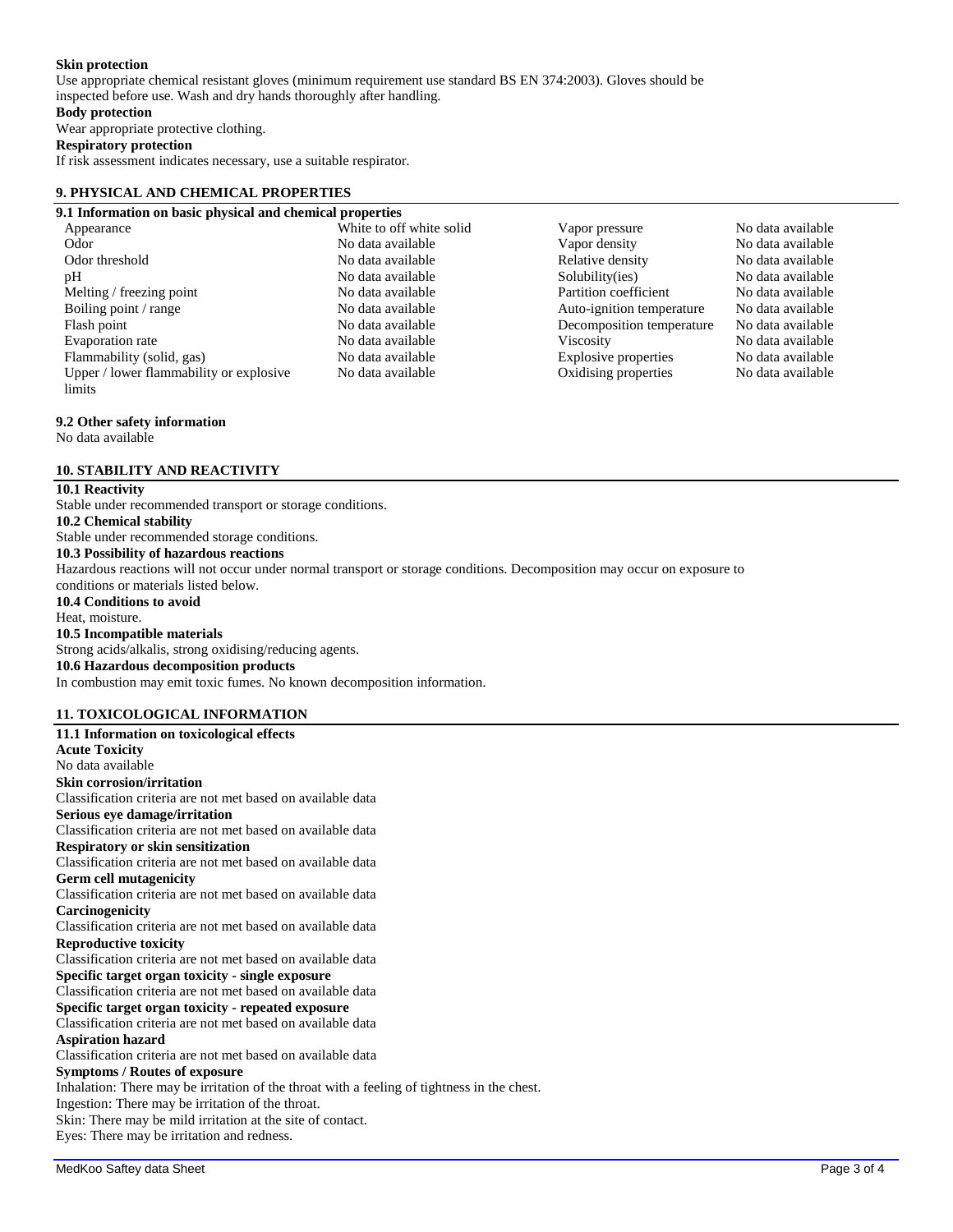**Skin protection**

Use appropriate chemical resistant gloves (minimum requirement use standard BS EN 374:2003). Gloves should be inspected before use. Wash and dry hands thoroughly after handling.

**Body protection**

Wear appropriate protective clothing.

**Respiratory protection**

If risk assessment indicates necessary, use a suitable respirator.

## 9. PHYSICAL AND CHEMICAL PROPERTIES

### 9.1 Information on basic physical and chemical properties

| Property | Value | Property | Value |
|---|---|---|---|
| Appearance | White to off white solid | Vapor pressure | No data available |
| Odor | No data available | Vapor density | No data available |
| Odor threshold | No data available | Relative density | No data available |
| pH | No data available | Solubility(ies) | No data available |
| Melting / freezing point | No data available | Partition coefficient | No data available |
| Boiling point / range | No data available | Auto-ignition temperature | No data available |
| Flash point | No data available | Decomposition temperature | No data available |
| Evaporation rate | No data available | Viscosity | No data available |
| Flammability (solid, gas) | No data available | Explosive properties | No data available |
| Upper / lower flammability or explosive limits | No data available | Oxidising properties | No data available |

### 9.2 Other safety information

No data available

## 10. STABILITY AND REACTIVITY

### 10.1 Reactivity

Stable under recommended transport or storage conditions.

### 10.2 Chemical stability

Stable under recommended storage conditions.

### 10.3 Possibility of hazardous reactions

Hazardous reactions will not occur under normal transport or storage conditions. Decomposition may occur on exposure to conditions or materials listed below.

### 10.4 Conditions to avoid

Heat, moisture.

### 10.5 Incompatible materials

Strong acids/alkalis, strong oxidising/reducing agents.

### 10.6 Hazardous decomposition products

In combustion may emit toxic fumes. No known decomposition information.

## 11. TOXICOLOGICAL INFORMATION

### 11.1 Information on toxicological effects

**Acute Toxicity**

No data available

**Skin corrosion/irritation**

Classification criteria are not met based on available data

**Serious eye damage/irritation**

Classification criteria are not met based on available data

**Respiratory or skin sensitization**

Classification criteria are not met based on available data

**Germ cell mutagenicity**

Classification criteria are not met based on available data

**Carcinogenicity**

Classification criteria are not met based on available data

**Reproductive toxicity**

Classification criteria are not met based on available data

**Specific target organ toxicity - single exposure**

Classification criteria are not met based on available data

**Specific target organ toxicity - repeated exposure**

Classification criteria are not met based on available data

**Aspiration hazard**

Classification criteria are not met based on available data

**Symptoms / Routes of exposure**

Inhalation: There may be irritation of the throat with a feeling of tightness in the chest.
Ingestion: There may be irritation of the throat.
Skin: There may be mild irritation at the site of contact.
Eyes: There may be irritation and redness.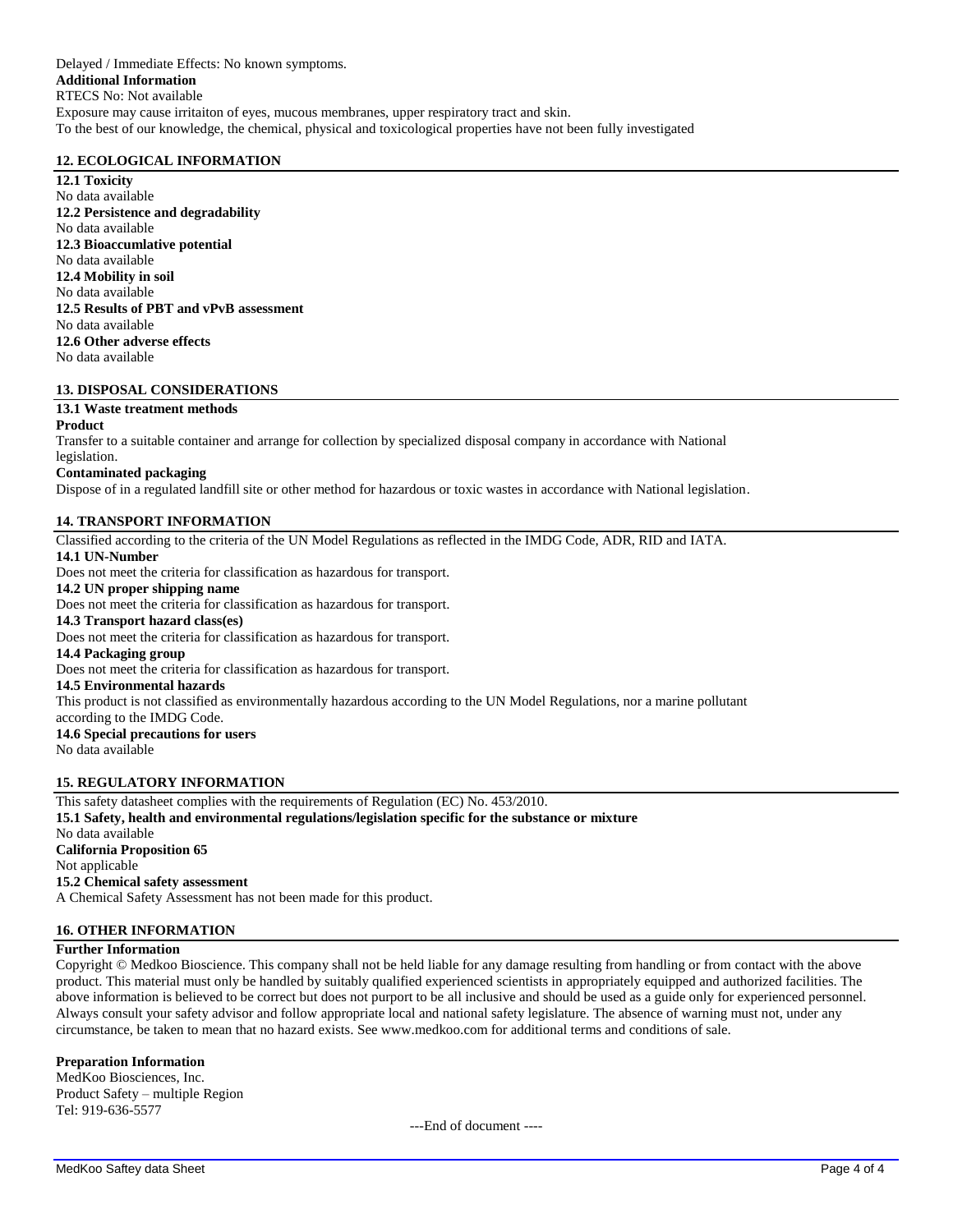Delayed / Immediate Effects: No known symptoms.

**Additional Information**

RTECS No: Not available

Exposure may cause irritaiton of eyes, mucous membranes, upper respiratory tract and skin.

To the best of our knowledge, the chemical, physical and toxicological properties have not been fully investigated

## 12. ECOLOGICAL INFORMATION

**12.1 Toxicity**

No data available

**12.2 Persistence and degradability**

No data available

**12.3 Bioaccumlative potential**

No data available

**12.4 Mobility in soil**

No data available

**12.5 Results of PBT and vPvB assessment**

No data available

**12.6 Other adverse effects**

No data available

## 13. DISPOSAL CONSIDERATIONS

**13.1 Waste treatment methods**

**Product**

Transfer to a suitable container and arrange for collection by specialized disposal company in accordance with National legislation.

**Contaminated packaging**

Dispose of in a regulated landfill site or other method for hazardous or toxic wastes in accordance with National legislation.

## 14. TRANSPORT INFORMATION

Classified according to the criteria of the UN Model Regulations as reflected in the IMDG Code, ADR, RID and IATA.

**14.1 UN-Number**

Does not meet the criteria for classification as hazardous for transport.

**14.2 UN proper shipping name**

Does not meet the criteria for classification as hazardous for transport.

**14.3 Transport hazard class(es)**

Does not meet the criteria for classification as hazardous for transport.

**14.4 Packaging group**

Does not meet the criteria for classification as hazardous for transport.

**14.5 Environmental hazards**

This product is not classified as environmentally hazardous according to the UN Model Regulations, nor a marine pollutant according to the IMDG Code.

**14.6 Special precautions for users**

No data available

## 15. REGULATORY INFORMATION

This safety datasheet complies with the requirements of Regulation (EC) No. 453/2010.

**15.1 Safety, health and environmental regulations/legislation specific for the substance or mixture**

No data available

**California Proposition 65**

Not applicable

**15.2 Chemical safety assessment**

A Chemical Safety Assessment has not been made for this product.

## 16. OTHER INFORMATION

**Further Information**

Copyright © Medkoo Bioscience. This company shall not be held liable for any damage resulting from handling or from contact with the above product. This material must only be handled by suitably qualified experienced scientists in appropriately equipped and authorized facilities. The above information is believed to be correct but does not purport to be all inclusive and should be used as a guide only for experienced personnel. Always consult your safety advisor and follow appropriate local and national safety legislature. The absence of warning must not, under any circumstance, be taken to mean that no hazard exists. See www.medkoo.com for additional terms and conditions of sale.

**Preparation Information**

MedKoo Biosciences, Inc.
Product Safety – multiple Region
Tel: 919-636-5577

---End of document ----